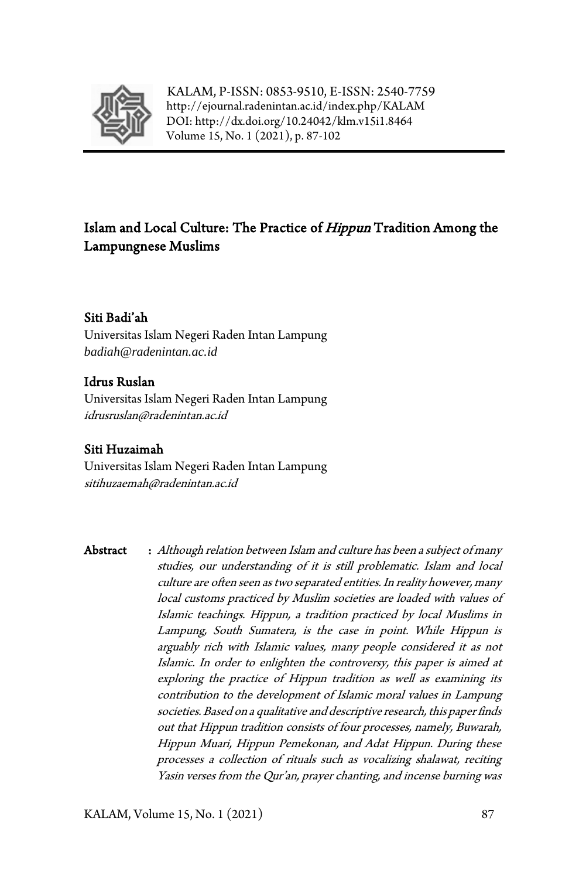KALAM, P-ISSN: 0853-9510, E-ISSN: 2540-7759
http://ejournal.radenintan.ac.id/index.php/KALAM
DOI: http://dx.doi.org/10.24042/klm.v15i1.8464
Volume 15, No. 1 (2021), p. 87-102

# Islam and Local Culture: The Practice of *Hippun* Tradition Among the Lampungnese Muslims

**Siti Badi'ah**
Universitas Islam Negeri Raden Intan Lampung
*badiah@radenintan.ac.id*

**Idrus Ruslan**
Universitas Islam Negeri Raden Intan Lampung
*idrusruslan@radenintan.ac.id*

**Siti Huzaimah**
Universitas Islam Negeri Raden Intan Lampung
*sitihuzaemah@radenintan.ac.id*

**Abstract** : *Although relation between Islam and culture has been a subject of many studies, our understanding of it is still problematic. Islam and local culture are often seen as two separated entities. In reality however, many local customs practiced by Muslim societies are loaded with values of Islamic teachings. Hippun, a tradition practiced by local Muslims in Lampung, South Sumatera, is the case in point. While Hippun is arguably rich with Islamic values, many people considered it as not Islamic. In order to enlighten the controversy, this paper is aimed at exploring the practice of Hippun tradition as well as examining its contribution to the development of Islamic moral values in Lampung societies. Based on a qualitative and descriptive research, this paper finds out that Hippun tradition consists of four processes, namely, Buwarah, Hippun Muari, Hippun Pemekonan, and Adat Hippun. During these processes a collection of rituals such as vocalizing shalawat, reciting Yasin verses from the Qur'an, prayer chanting, and incense burning was*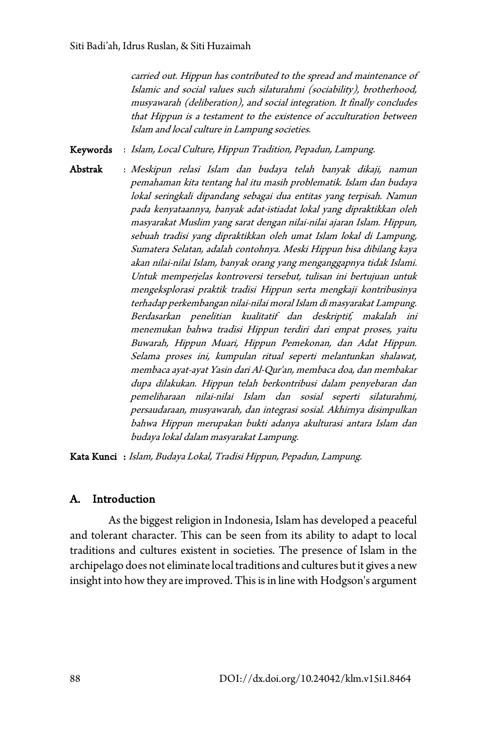*carried out. Hippun has contributed to the spread and maintenance of Islamic and social values such silaturahmi (sociability), brotherhood, musyawarah (deliberation), and social integration. It finally concludes that Hippun is a testament to the existence of acculturation between Islam and local culture in Lampung societies.*

**Keywords** : *Islam, Local Culture, Hippun Tradition, Pepadun, Lampung.*

**Abstrak** : *Meskipun relasi Islam dan budaya telah banyak dikaji, namun pemahaman kita tentang hal itu masih problematik. Islam dan budaya lokal seringkali dipandang sebagai dua entitas yang terpisah. Namun pada kenyataannya, banyak adat-istiadat lokal yang dipraktikkan oleh masyarakat Muslim yang sarat dengan nilai-nilai ajaran Islam. Hippun, sebuah tradisi yang dipraktikkan oleh umat Islam lokal di Lampung, Sumatera Selatan, adalah contohnya. Meski Hippun bisa dibilang kaya akan nilai-nilai Islam, banyak orang yang menganggapnya tidak Islami. Untuk memperjelas kontroversi tersebut, tulisan ini bertujuan untuk mengeksplorasi praktik tradisi Hippun serta mengkaji kontribusinya terhadap perkembangan nilai-nilai moral Islam di masyarakat Lampung. Berdasarkan penelitian kualitatif dan deskriptif, makalah ini menemukan bahwa tradisi Hippun terdiri dari empat proses, yaitu Buwarah, Hippun Muari, Hippun Pemekonan, dan Adat Hippun. Selama proses ini, kumpulan ritual seperti melantunkan shalawat, membaca ayat-ayat Yasin dari Al-Qur'an, membaca doa, dan membakar dupa dilakukan. Hippun telah berkontribusi dalam penyebaran dan pemeliharaan nilai-nilai Islam dan sosial seperti silaturahmi, persaudaraan, musyawarah, dan integrasi sosial. Akhirnya disimpulkan bahwa Hippun merupakan bukti adanya akulturasi antara Islam dan budaya lokal dalam masyarakat Lampung.*

**Kata Kunci** : *Islam, Budaya Lokal, Tradisi Hippun, Pepadun, Lampung.*

## A. Introduction

As the biggest religion in Indonesia, Islam has developed a peaceful and tolerant character. This can be seen from its ability to adapt to local traditions and cultures existent in societies. The presence of Islam in the archipelago does not eliminate local traditions and cultures but it gives a new insight into how they are improved. This is in line with Hodgson's argument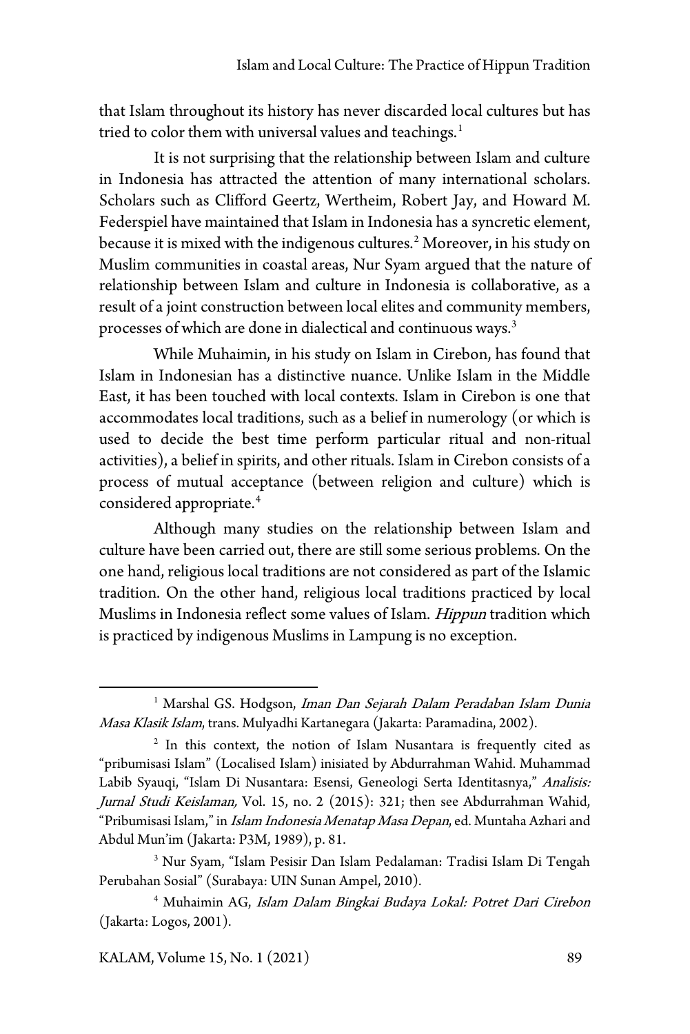that Islam throughout its history has never discarded local cultures but has tried to color them with universal values and teachings.[1]

It is not surprising that the relationship between Islam and culture in Indonesia has attracted the attention of many international scholars. Scholars such as Clifford Geertz, Wertheim, Robert Jay, and Howard M. Federspiel have maintained that Islam in Indonesia has a syncretic element, because it is mixed with the indigenous cultures.[2] Moreover, in his study on Muslim communities in coastal areas, Nur Syam argued that the nature of relationship between Islam and culture in Indonesia is collaborative, as a result of a joint construction between local elites and community members, processes of which are done in dialectical and continuous ways.[3]

While Muhaimin, in his study on Islam in Cirebon, has found that Islam in Indonesian has a distinctive nuance. Unlike Islam in the Middle East, it has been touched with local contexts. Islam in Cirebon is one that accommodates local traditions, such as a belief in numerology (or which is used to decide the best time perform particular ritual and non-ritual activities), a belief in spirits, and other rituals. Islam in Cirebon consists of a process of mutual acceptance (between religion and culture) which is considered appropriate.[4]

Although many studies on the relationship between Islam and culture have been carried out, there are still some serious problems. On the one hand, religious local traditions are not considered as part of the Islamic tradition. On the other hand, religious local traditions practiced by local Muslims in Indonesia reflect some values of Islam. *Hippun* tradition which is practiced by indigenous Muslims in Lampung is no exception.

---

[1] Marshal GS. Hodgson, *Iman Dan Sejarah Dalam Peradaban Islam Dunia Masa Klasik Islam*, trans. Mulyadhi Kartanegara (Jakarta: Paramadina, 2002).

[2] In this context, the notion of Islam Nusantara is frequently cited as "pribumisasi Islam" (Localised Islam) inisiated by Abdurrahman Wahid. Muhammad Labib Syauqi, "Islam Di Nusantara: Esensi, Geneologi Serta Identitasnya," *Analisis: Jurnal Studi Keislaman,* Vol. 15, no. 2 (2015): 321; then see Abdurrahman Wahid, "Pribumisasi Islam," in *Islam Indonesia Menatap Masa Depan*, ed. Muntaha Azhari and Abdul Mun'im (Jakarta: P3M, 1989), p. 81.

[3] Nur Syam, "Islam Pesisir Dan Islam Pedalaman: Tradisi Islam Di Tengah Perubahan Sosial" (Surabaya: UIN Sunan Ampel, 2010).

[4] Muhaimin AG, *Islam Dalam Bingkai Budaya Lokal: Potret Dari Cirebon* (Jakarta: Logos, 2001).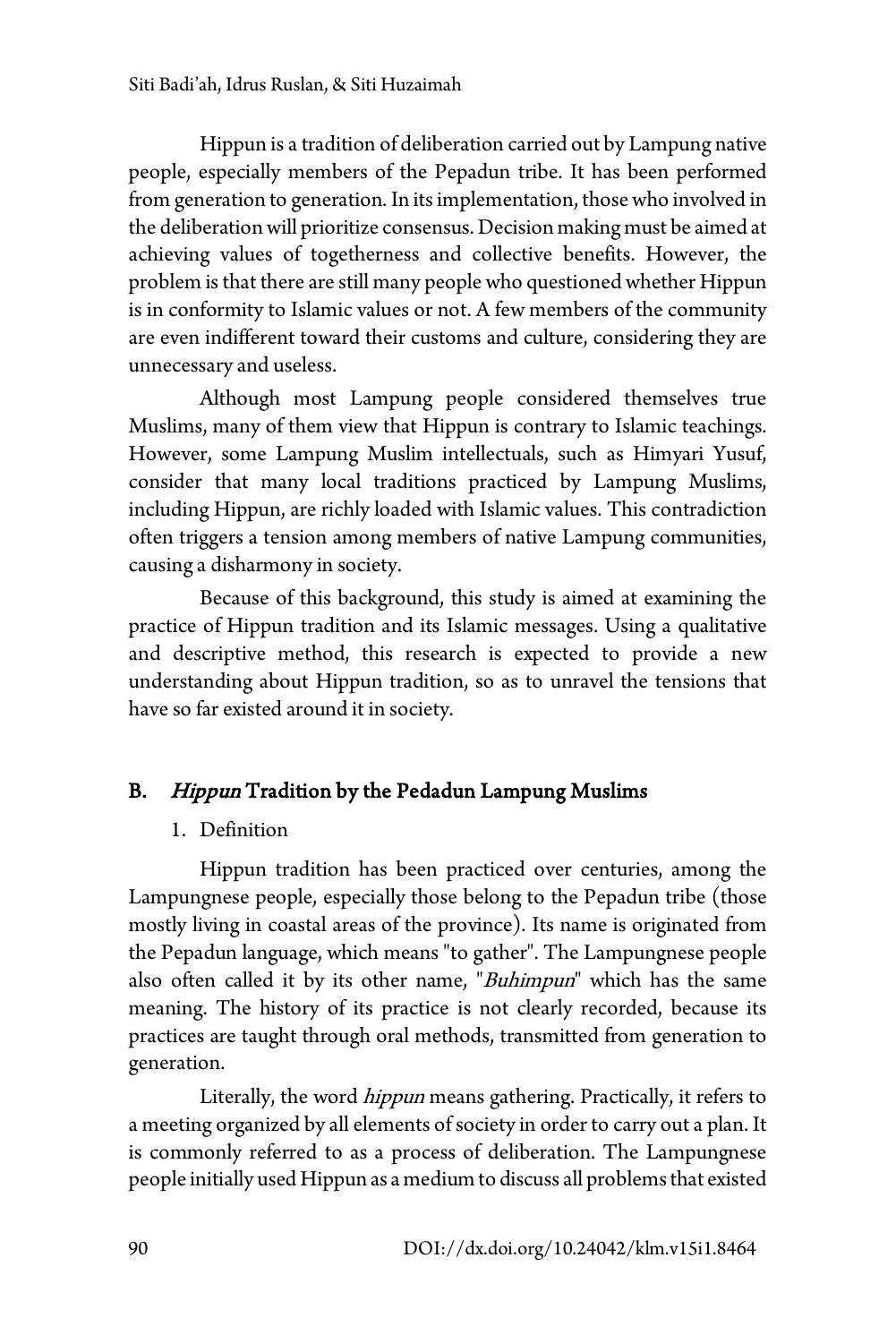Hippun is a tradition of deliberation carried out by Lampung native people, especially members of the Pepadun tribe. It has been performed from generation to generation. In its implementation, those who involved in the deliberation will prioritize consensus. Decision making must be aimed at achieving values of togetherness and collective benefits. However, the problem is that there are still many people who questioned whether Hippun is in conformity to Islamic values or not. A few members of the community are even indifferent toward their customs and culture, considering they are unnecessary and useless.

Although most Lampung people considered themselves true Muslims, many of them view that Hippun is contrary to Islamic teachings. However, some Lampung Muslim intellectuals, such as Himyari Yusuf, consider that many local traditions practiced by Lampung Muslims, including Hippun, are richly loaded with Islamic values. This contradiction often triggers a tension among members of native Lampung communities, causing a disharmony in society.

Because of this background, this study is aimed at examining the practice of Hippun tradition and its Islamic messages. Using a qualitative and descriptive method, this research is expected to provide a new understanding about Hippun tradition, so as to unravel the tensions that have so far existed around it in society.

## B. *Hippun* Tradition by the Pedadun Lampung Muslims

1. Definition

Hippun tradition has been practiced over centuries, among the Lampungnese people, especially those belong to the Pepadun tribe (those mostly living in coastal areas of the province). Its name is originated from the Pepadun language, which means "to gather". The Lampungnese people also often called it by its other name, "*Buhimpun*" which has the same meaning. The history of its practice is not clearly recorded, because its practices are taught through oral methods, transmitted from generation to generation.

Literally, the word *hippun* means gathering. Practically, it refers to a meeting organized by all elements of society in order to carry out a plan. It is commonly referred to as a process of deliberation. The Lampungnese people initially used Hippun as a medium to discuss all problems that existed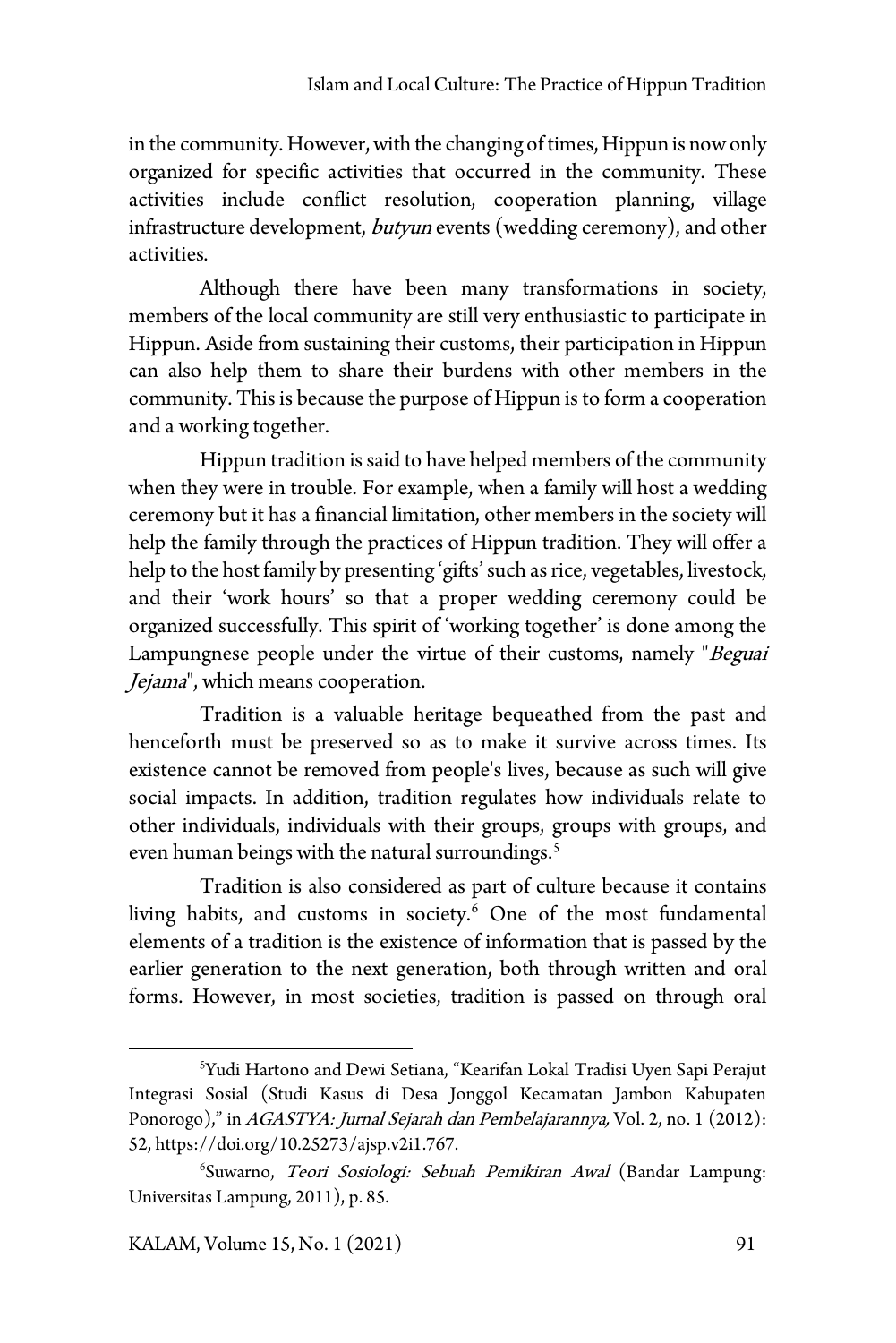in the community. However, with the changing of times, Hippun is now only organized for specific activities that occurred in the community. These activities include conflict resolution, cooperation planning, village infrastructure development, *butyun* events (wedding ceremony), and other activities.

Although there have been many transformations in society, members of the local community are still very enthusiastic to participate in Hippun. Aside from sustaining their customs, their participation in Hippun can also help them to share their burdens with other members in the community. This is because the purpose of Hippun is to form a cooperation and a working together.

Hippun tradition is said to have helped members of the community when they were in trouble. For example, when a family will host a wedding ceremony but it has a financial limitation, other members in the society will help the family through the practices of Hippun tradition. They will offer a help to the host family by presenting 'gifts' such as rice, vegetables, livestock, and their 'work hours' so that a proper wedding ceremony could be organized successfully. This spirit of 'working together' is done among the Lampungnese people under the virtue of their customs, namely "*Beguai Jejama*", which means cooperation.

Tradition is a valuable heritage bequeathed from the past and henceforth must be preserved so as to make it survive across times. Its existence cannot be removed from people's lives, because as such will give social impacts. In addition, tradition regulates how individuals relate to other individuals, individuals with their groups, groups with groups, and even human beings with the natural surroundings.[5]

Tradition is also considered as part of culture because it contains living habits, and customs in society.[6] One of the most fundamental elements of a tradition is the existence of information that is passed by the earlier generation to the next generation, both through written and oral forms. However, in most societies, tradition is passed on through oral

---

[5] Yudi Hartono and Dewi Setiana, "Kearifan Lokal Tradisi Uyen Sapi Perajut Integrasi Sosial (Studi Kasus di Desa Jonggol Kecamatan Jambon Kabupaten Ponorogo)," in *AGASTYA: Jurnal Sejarah dan Pembelajarannya,* Vol. 2, no. 1 (2012): 52, https://doi.org/10.25273/ajsp.v2i1.767.

[6] Suwarno, *Teori Sosiologi: Sebuah Pemikiran Awal* (Bandar Lampung: Universitas Lampung, 2011), p. 85.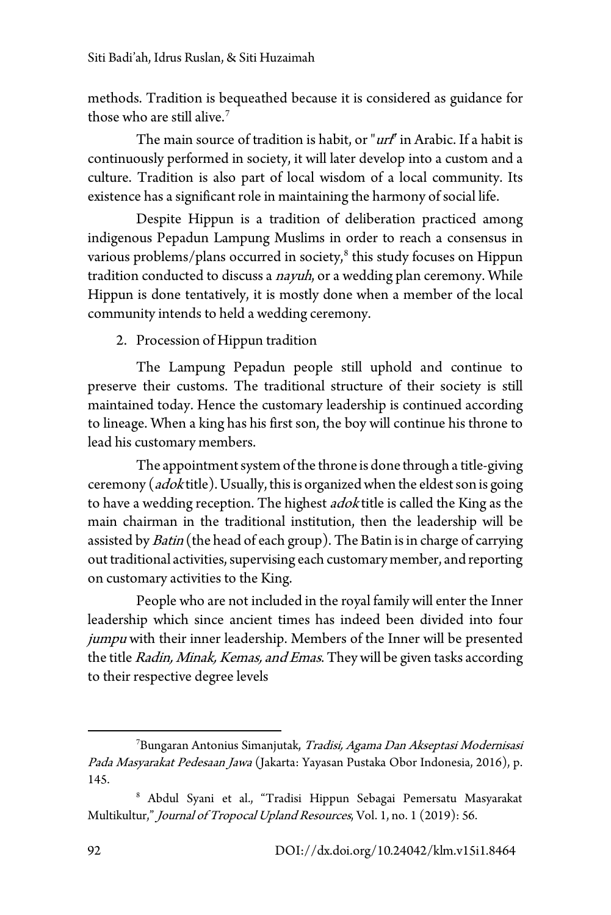methods. Tradition is bequeathed because it is considered as guidance for those who are still alive.[7]

The main source of tradition is habit, or "*urf*" in Arabic. If a habit is continuously performed in society, it will later develop into a custom and a culture. Tradition is also part of local wisdom of a local community. Its existence has a significant role in maintaining the harmony of social life.

Despite Hippun is a tradition of deliberation practiced among indigenous Pepadun Lampung Muslims in order to reach a consensus in various problems/plans occurred in society,[8] this study focuses on Hippun tradition conducted to discuss a *nayuh*, or a wedding plan ceremony. While Hippun is done tentatively, it is mostly done when a member of the local community intends to held a wedding ceremony.

2. Procession of Hippun tradition

The Lampung Pepadun people still uphold and continue to preserve their customs. The traditional structure of their society is still maintained today. Hence the customary leadership is continued according to lineage. When a king has his first son, the boy will continue his throne to lead his customary members.

The appointment system of the throne is done through a title-giving ceremony (*adok* title). Usually, this is organized when the eldest son is going to have a wedding reception. The highest *adok* title is called the King as the main chairman in the traditional institution, then the leadership will be assisted by *Batin* (the head of each group). The Batin is in charge of carrying out traditional activities, supervising each customary member, and reporting on customary activities to the King.

People who are not included in the royal family will enter the Inner leadership which since ancient times has indeed been divided into four *jumpu* with their inner leadership. Members of the Inner will be presented the title *Radin, Minak, Kemas, and Emas*. They will be given tasks according to their respective degree levels

---

[7] Bungaran Antonius Simanjutak, *Tradisi, Agama Dan Akseptasi Modernisasi Pada Masyarakat Pedesaan Jawa* (Jakarta: Yayasan Pustaka Obor Indonesia, 2016), p. 145.

[8] Abdul Syani et al., "Tradisi Hippun Sebagai Pemersatu Masyarakat Multikultur," *Journal of Tropocal Upland Resources*, Vol. 1, no. 1 (2019): 56.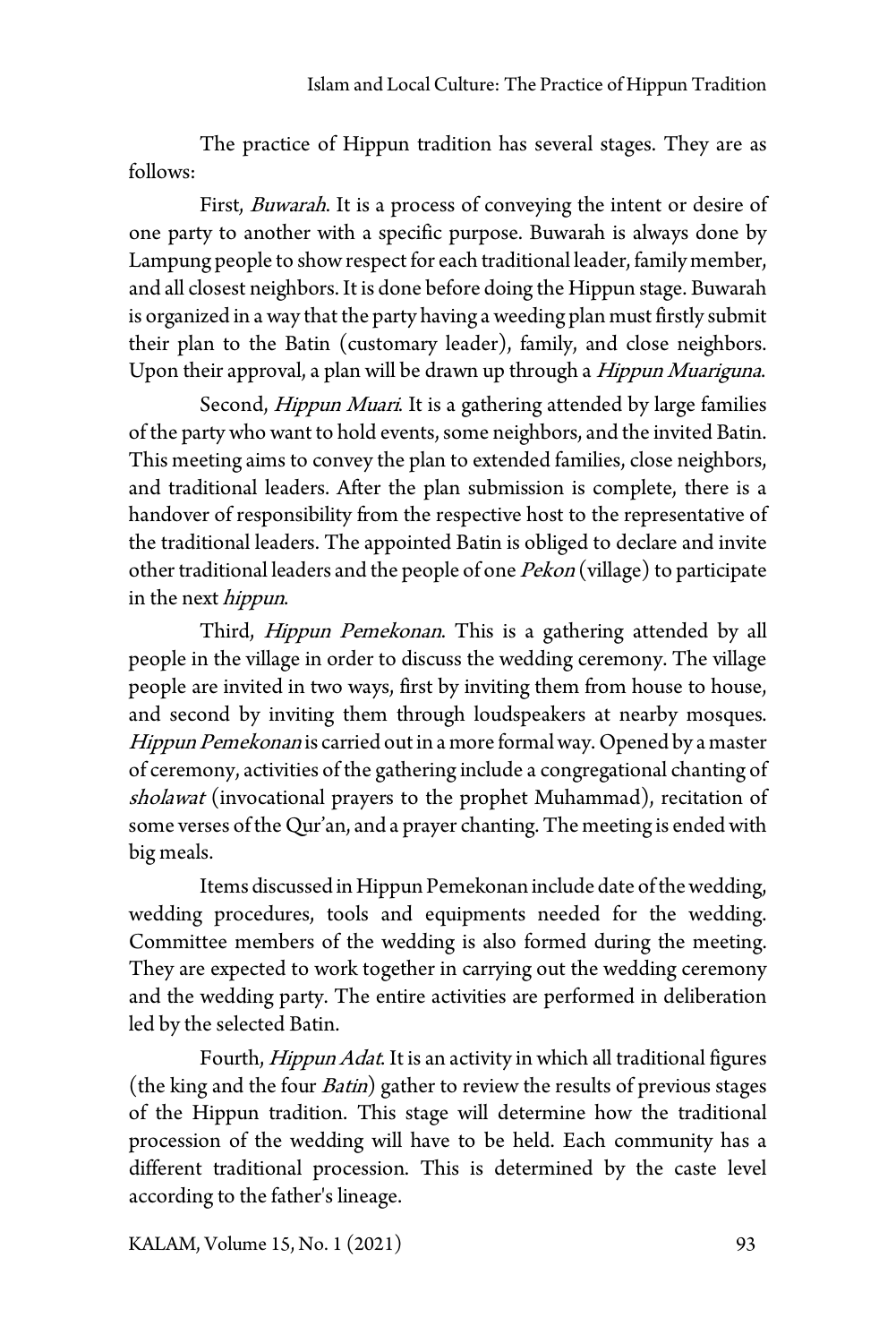The practice of Hippun tradition has several stages. They are as follows:

First, *Buwarah*. It is a process of conveying the intent or desire of one party to another with a specific purpose. Buwarah is always done by Lampung people to show respect for each traditional leader, family member, and all closest neighbors. It is done before doing the Hippun stage. Buwarah is organized in a way that the party having a weeding plan must firstly submit their plan to the Batin (customary leader), family, and close neighbors. Upon their approval, a plan will be drawn up through a *Hippun Muariguna*.

Second, *Hippun Muari*. It is a gathering attended by large families of the party who want to hold events, some neighbors, and the invited Batin. This meeting aims to convey the plan to extended families, close neighbors, and traditional leaders. After the plan submission is complete, there is a handover of responsibility from the respective host to the representative of the traditional leaders. The appointed Batin is obliged to declare and invite other traditional leaders and the people of one *Pekon* (village) to participate in the next *hippun*.

Third, *Hippun Pemekonan*. This is a gathering attended by all people in the village in order to discuss the wedding ceremony. The village people are invited in two ways, first by inviting them from house to house, and second by inviting them through loudspeakers at nearby mosques. *Hippun Pemekonan* is carried out in a more formal way. Opened by a master of ceremony, activities of the gathering include a congregational chanting of *sholawat* (invocational prayers to the prophet Muhammad), recitation of some verses of the Qur'an, and a prayer chanting. The meeting is ended with big meals.

Items discussed in Hippun Pemekonan include date of the wedding, wedding procedures, tools and equipments needed for the wedding. Committee members of the wedding is also formed during the meeting. They are expected to work together in carrying out the wedding ceremony and the wedding party. The entire activities are performed in deliberation led by the selected Batin.

Fourth, *Hippun Adat*. It is an activity in which all traditional figures (the king and the four *Batin*) gather to review the results of previous stages of the Hippun tradition. This stage will determine how the traditional procession of the wedding will have to be held. Each community has a different traditional procession. This is determined by the caste level according to the father's lineage.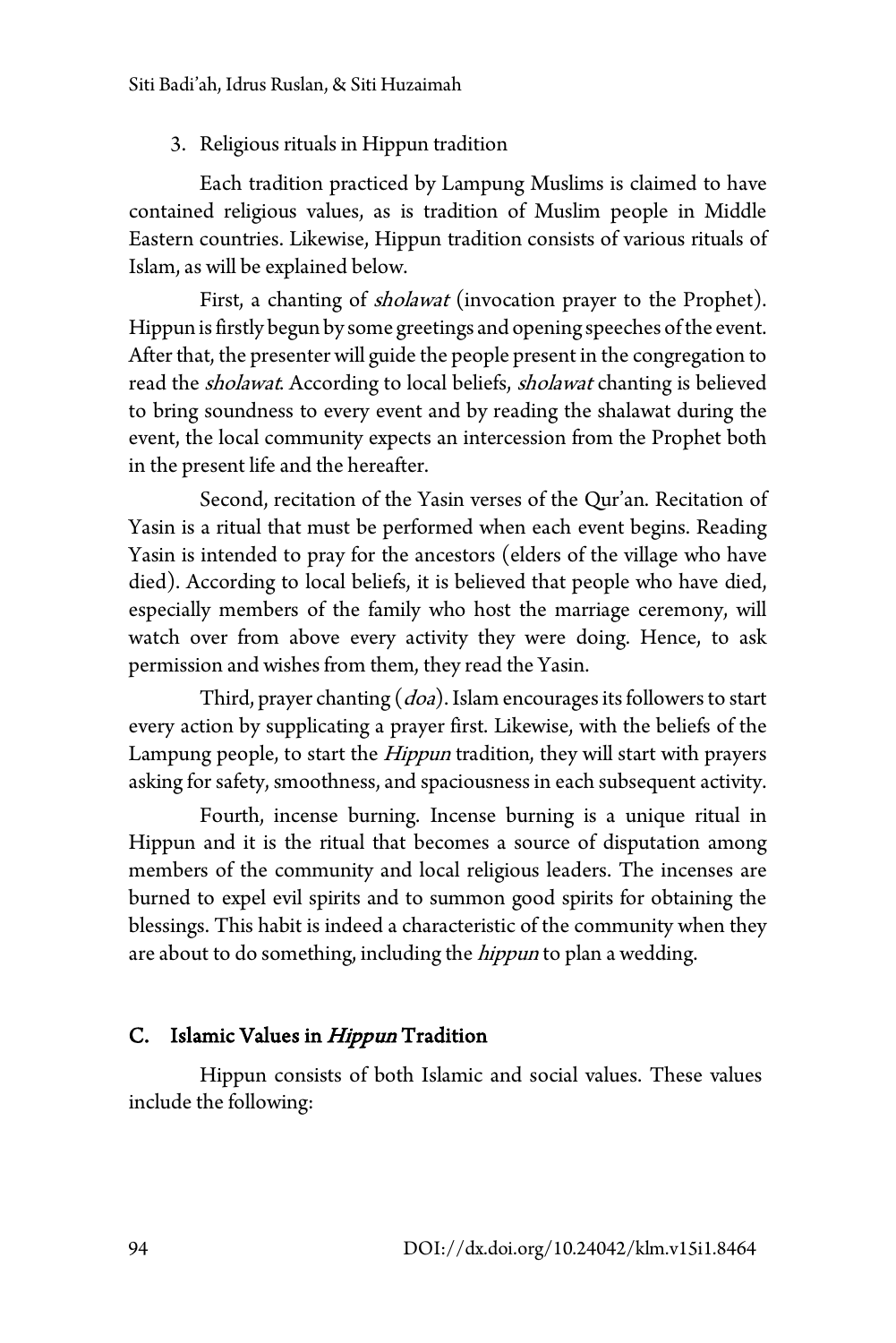3. Religious rituals in Hippun tradition

Each tradition practiced by Lampung Muslims is claimed to have contained religious values, as is tradition of Muslim people in Middle Eastern countries. Likewise, Hippun tradition consists of various rituals of Islam, as will be explained below.

First, a chanting of *sholawat* (invocation prayer to the Prophet). Hippun is firstly begun by some greetings and opening speeches of the event. After that, the presenter will guide the people present in the congregation to read the *sholawat*. According to local beliefs, *sholawat* chanting is believed to bring soundness to every event and by reading the shalawat during the event, the local community expects an intercession from the Prophet both in the present life and the hereafter.

Second, recitation of the Yasin verses of the Qur'an. Recitation of Yasin is a ritual that must be performed when each event begins. Reading Yasin is intended to pray for the ancestors (elders of the village who have died). According to local beliefs, it is believed that people who have died, especially members of the family who host the marriage ceremony, will watch over from above every activity they were doing. Hence, to ask permission and wishes from them, they read the Yasin.

Third, prayer chanting (*doa*). Islam encourages its followers to start every action by supplicating a prayer first. Likewise, with the beliefs of the Lampung people, to start the *Hippun* tradition, they will start with prayers asking for safety, smoothness, and spaciousness in each subsequent activity.

Fourth, incense burning. Incense burning is a unique ritual in Hippun and it is the ritual that becomes a source of disputation among members of the community and local religious leaders. The incenses are burned to expel evil spirits and to summon good spirits for obtaining the blessings. This habit is indeed a characteristic of the community when they are about to do something, including the *hippun* to plan a wedding.

## C. Islamic Values in *Hippun* Tradition

Hippun consists of both Islamic and social values. These values include the following: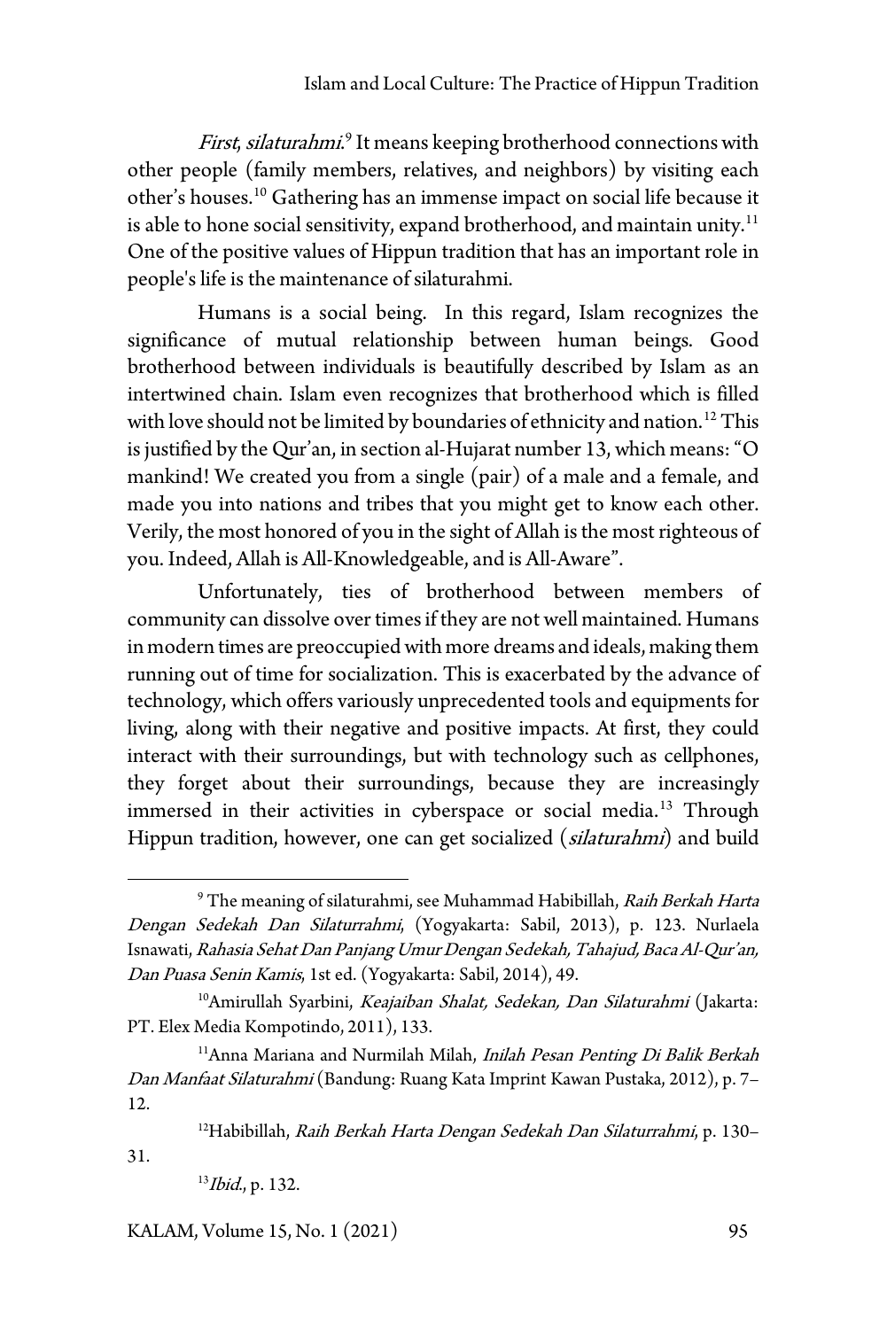*First*, *silaturahmi*.[9] It means keeping brotherhood connections with other people (family members, relatives, and neighbors) by visiting each other's houses.[10] Gathering has an immense impact on social life because it is able to hone social sensitivity, expand brotherhood, and maintain unity.[11] One of the positive values of Hippun tradition that has an important role in people's life is the maintenance of silaturahmi.

Humans is a social being. In this regard, Islam recognizes the significance of mutual relationship between human beings. Good brotherhood between individuals is beautifully described by Islam as an intertwined chain. Islam even recognizes that brotherhood which is filled with love should not be limited by boundaries of ethnicity and nation.[12] This is justified by the Qur'an, in section al-Hujarat number 13, which means: "O mankind! We created you from a single (pair) of a male and a female, and made you into nations and tribes that you might get to know each other. Verily, the most honored of you in the sight of Allah is the most righteous of you. Indeed, Allah is All-Knowledgeable, and is All-Aware".

Unfortunately, ties of brotherhood between members of community can dissolve over times if they are not well maintained. Humans in modern times are preoccupied with more dreams and ideals, making them running out of time for socialization. This is exacerbated by the advance of technology, which offers variously unprecedented tools and equipments for living, along with their negative and positive impacts. At first, they could interact with their surroundings, but with technology such as cellphones, they forget about their surroundings, because they are increasingly immersed in their activities in cyberspace or social media.[13] Through Hippun tradition, however, one can get socialized (*silaturahmi*) and build

---

[9] The meaning of silaturahmi, see Muhammad Habibillah, *Raih Berkah Harta Dengan Sedekah Dan Silaturrahmi*, (Yogyakarta: Sabil, 2013), p. 123. Nurlaela Isnawati, *Rahasia Sehat Dan Panjang Umur Dengan Sedekah, Tahajud, Baca Al-Qur'an, Dan Puasa Senin Kamis*, 1st ed. (Yogyakarta: Sabil, 2014), 49.

[10] Amirullah Syarbini, *Keajaiban Shalat, Sedekan, Dan Silaturahmi* (Jakarta: PT. Elex Media Kompotindo, 2011), 133.

[11] Anna Mariana and Nurmilah Milah, *Inilah Pesan Penting Di Balik Berkah Dan Manfaat Silaturahmi* (Bandung: Ruang Kata Imprint Kawan Pustaka, 2012), p. 7–12.

[12] Habibillah, *Raih Berkah Harta Dengan Sedekah Dan Silaturrahmi*, p. 130–31.

[13] *Ibid.*, p. 132.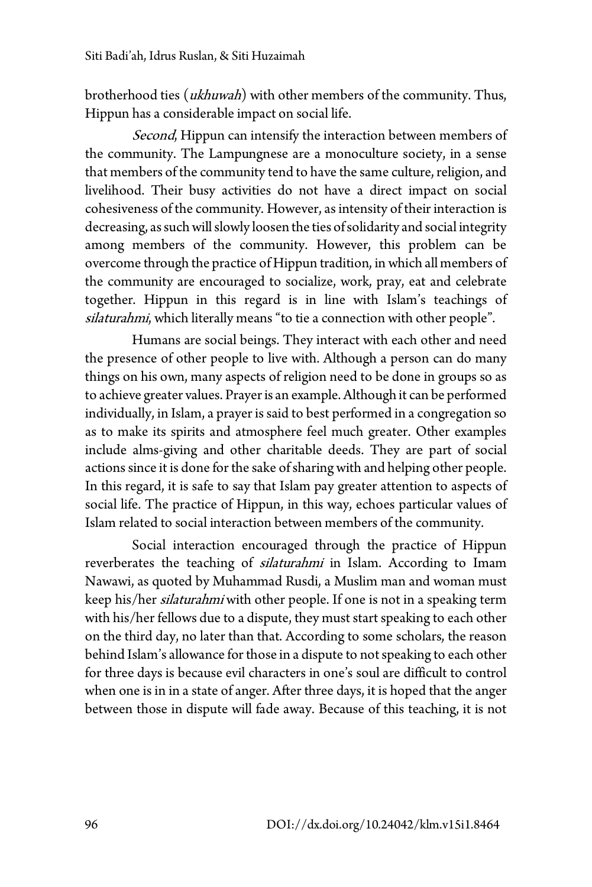brotherhood ties (*ukhuwah*) with other members of the community. Thus, Hippun has a considerable impact on social life.

*Second*, Hippun can intensify the interaction between members of the community. The Lampungnese are a monoculture society, in a sense that members of the community tend to have the same culture, religion, and livelihood. Their busy activities do not have a direct impact on social cohesiveness of the community. However, as intensity of their interaction is decreasing, as such will slowly loosen the ties of solidarity and social integrity among members of the community. However, this problem can be overcome through the practice of Hippun tradition, in which all members of the community are encouraged to socialize, work, pray, eat and celebrate together. Hippun in this regard is in line with Islam's teachings of *silaturahmi*, which literally means "to tie a connection with other people".

Humans are social beings. They interact with each other and need the presence of other people to live with. Although a person can do many things on his own, many aspects of religion need to be done in groups so as to achieve greater values. Prayer is an example. Although it can be performed individually, in Islam, a prayer is said to best performed in a congregation so as to make its spirits and atmosphere feel much greater. Other examples include alms-giving and other charitable deeds. They are part of social actions since it is done for the sake of sharing with and helping other people. In this regard, it is safe to say that Islam pay greater attention to aspects of social life. The practice of Hippun, in this way, echoes particular values of Islam related to social interaction between members of the community.

Social interaction encouraged through the practice of Hippun reverberates the teaching of *silaturahmi* in Islam. According to Imam Nawawi, as quoted by Muhammad Rusdi, a Muslim man and woman must keep his/her *silaturahmi* with other people. If one is not in a speaking term with his/her fellows due to a dispute, they must start speaking to each other on the third day, no later than that. According to some scholars, the reason behind Islam's allowance for those in a dispute to not speaking to each other for three days is because evil characters in one's soul are difficult to control when one is in in a state of anger. After three days, it is hoped that the anger between those in dispute will fade away. Because of this teaching, it is not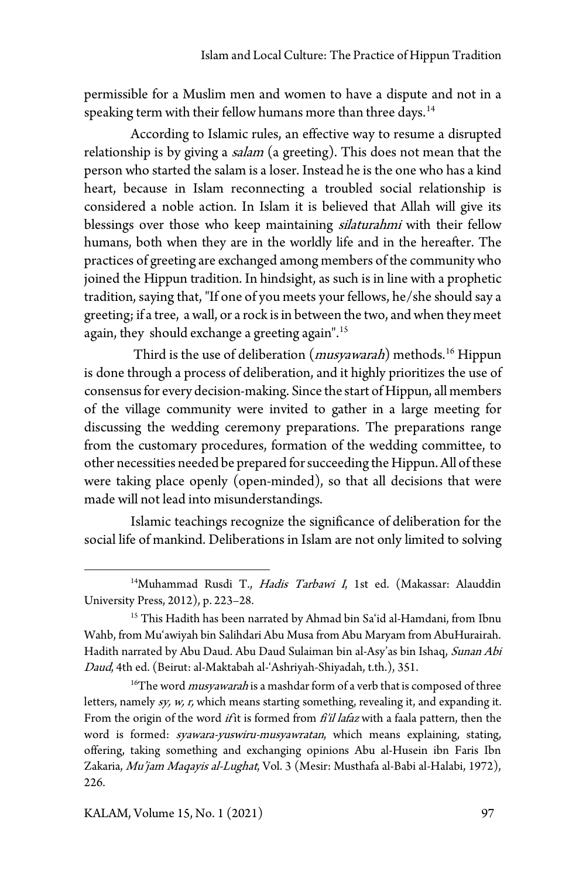permissible for a Muslim men and women to have a dispute and not in a speaking term with their fellow humans more than three days.[14]

According to Islamic rules, an effective way to resume a disrupted relationship is by giving a *salam* (a greeting). This does not mean that the person who started the salam is a loser. Instead he is the one who has a kind heart, because in Islam reconnecting a troubled social relationship is considered a noble action. In Islam it is believed that Allah will give its blessings over those who keep maintaining *silaturahmi* with their fellow humans, both when they are in the worldly life and in the hereafter. The practices of greeting are exchanged among members of the community who joined the Hippun tradition. In hindsight, as such is in line with a prophetic tradition, saying that, "If one of you meets your fellows, he/she should say a greeting; if a tree, a wall, or a rock is in between the two, and when they meet again, they should exchange a greeting again".[15]

Third is the use of deliberation (*musyawarah*) methods.[16] Hippun is done through a process of deliberation, and it highly prioritizes the use of consensus for every decision-making. Since the start of Hippun, all members of the village community were invited to gather in a large meeting for discussing the wedding ceremony preparations. The preparations range from the customary procedures, formation of the wedding committee, to other necessities needed be prepared for succeeding the Hippun. All of these were taking place openly (open-minded), so that all decisions that were made will not lead into misunderstandings.

Islamic teachings recognize the significance of deliberation for the social life of mankind. Deliberations in Islam are not only limited to solving

---

[14] Muhammad Rusdi T., *Hadis Tarbawi I*, 1st ed. (Makassar: Alauddin University Press, 2012), p. 223–28.

[15] This Hadith has been narrated by Ahmad bin Sa'id al-Hamdani, from Ibnu Wahb, from Mu'awiyah bin Salihdari Abu Musa from Abu Maryam from AbuHurairah. Hadith narrated by Abu Daud. Abu Daud Sulaiman bin al-Asy'as bin Ishaq, *Sunan Abi Daud*, 4th ed. (Beirut: al-Maktabah al-'Ashriyah-Shiyadah, t.th.), 351.

[16] The word *musyawarah* is a mashdar form of a verb that is composed of three letters, namely *sy, w, r,* which means starting something, revealing it, and expanding it. From the origin of the word *if* it is formed from *fi'il lafaz* with a faala pattern, then the word is formed: *syawara-yuswiru-musyawratan*, which means explaining, stating, offering, taking something and exchanging opinions Abu al-Husein ibn Faris Ibn Zakaria, *Mu'jam Maqayis al-Lughat*, Vol. 3 (Mesir: Musthafa al-Babi al-Halabi, 1972), 226.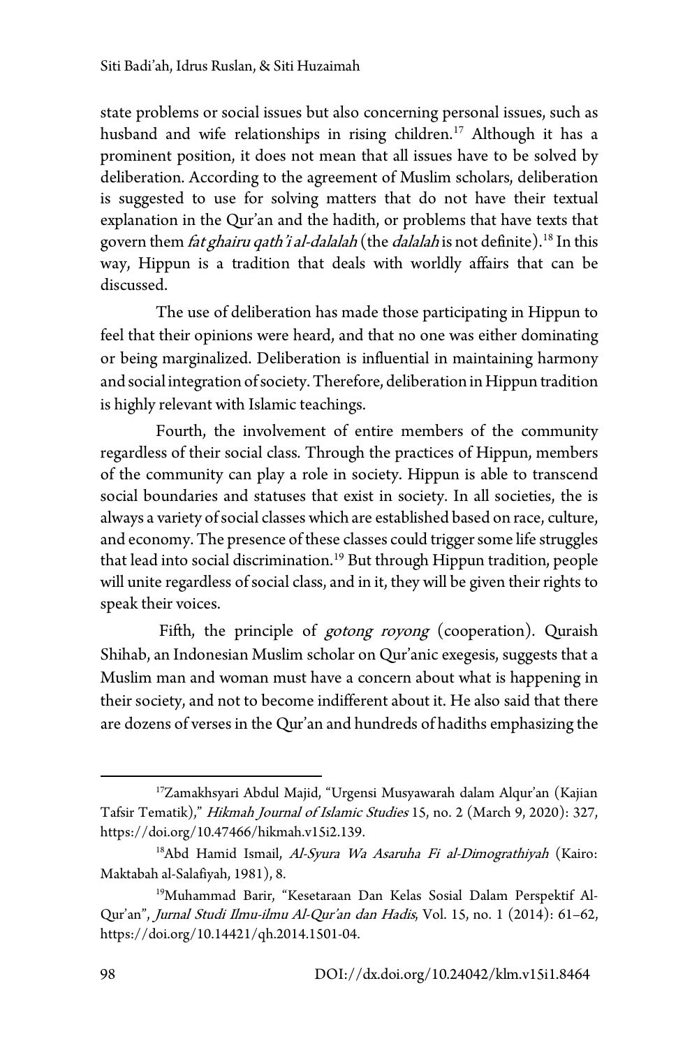state problems or social issues but also concerning personal issues, such as husband and wife relationships in rising children.[17] Although it has a prominent position, it does not mean that all issues have to be solved by deliberation. According to the agreement of Muslim scholars, deliberation is suggested to use for solving matters that do not have their textual explanation in the Qur'an and the hadith, or problems that have texts that govern them *fat ghairu qath'i al-dalalah* (the *dalalah* is not definite).[18] In this way, Hippun is a tradition that deals with worldly affairs that can be discussed.

The use of deliberation has made those participating in Hippun to feel that their opinions were heard, and that no one was either dominating or being marginalized. Deliberation is influential in maintaining harmony and social integration of society. Therefore, deliberation in Hippun tradition is highly relevant with Islamic teachings.

Fourth, the involvement of entire members of the community regardless of their social class. Through the practices of Hippun, members of the community can play a role in society. Hippun is able to transcend social boundaries and statuses that exist in society. In all societies, the is always a variety of social classes which are established based on race, culture, and economy. The presence of these classes could trigger some life struggles that lead into social discrimination.[19] But through Hippun tradition, people will unite regardless of social class, and in it, they will be given their rights to speak their voices.

Fifth, the principle of *gotong royong* (cooperation). Quraish Shihab, an Indonesian Muslim scholar on Qur'anic exegesis, suggests that a Muslim man and woman must have a concern about what is happening in their society, and not to become indifferent about it. He also said that there are dozens of verses in the Qur'an and hundreds of hadiths emphasizing the

---

[17]Zamakhsyari Abdul Majid, "Urgensi Musyawarah dalam Alqur'an (Kajian Tafsir Tematik)," *Hikmah Journal of Islamic Studies* 15, no. 2 (March 9, 2020): 327, https://doi.org/10.47466/hikmah.v15i2.139.

[18]Abd Hamid Ismail, *Al-Syura Wa Asaruha Fi al-Dimograthiyah* (Kairo: Maktabah al-Salafiyah, 1981), 8.

[19]Muhammad Barir, "Kesetaraan Dan Kelas Sosial Dalam Perspektif Al-Qur'an", *Jurnal Studi Ilmu-ilmu Al-Qur'an dan Hadis*, Vol. 15, no. 1 (2014): 61–62, https://doi.org/10.14421/qh.2014.1501-04.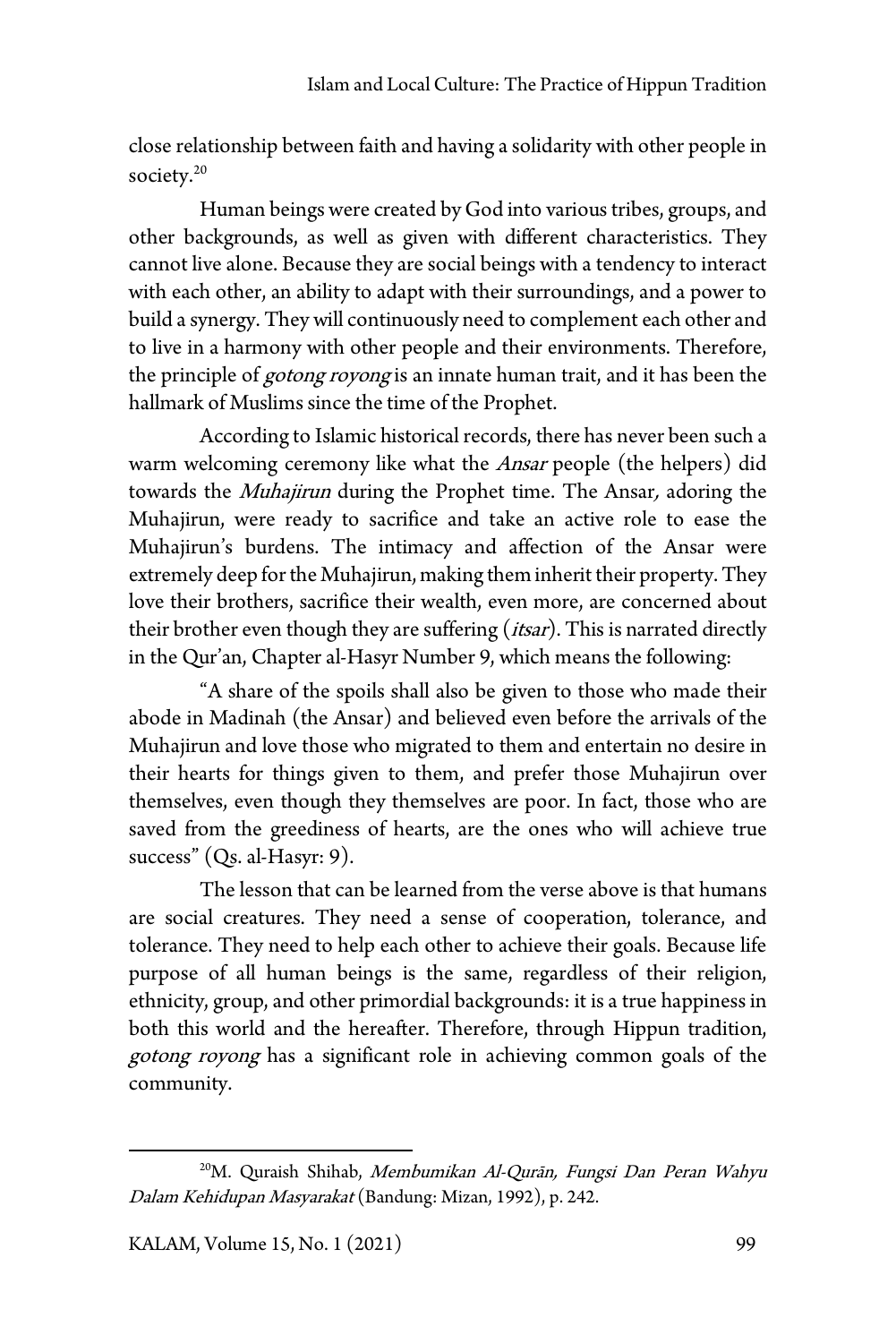close relationship between faith and having a solidarity with other people in society.[20]

Human beings were created by God into various tribes, groups, and other backgrounds, as well as given with different characteristics. They cannot live alone. Because they are social beings with a tendency to interact with each other, an ability to adapt with their surroundings, and a power to build a synergy. They will continuously need to complement each other and to live in a harmony with other people and their environments. Therefore, the principle of *gotong royong* is an innate human trait, and it has been the hallmark of Muslims since the time of the Prophet.

According to Islamic historical records, there has never been such a warm welcoming ceremony like what the *Ansar* people (the helpers) did towards the *Muhajirun* during the Prophet time. The Ansar*,* adoring the Muhajirun, were ready to sacrifice and take an active role to ease the Muhajirun's burdens. The intimacy and affection of the Ansar were extremely deep for the Muhajirun, making them inherit their property. They love their brothers, sacrifice their wealth, even more, are concerned about their brother even though they are suffering (*itsar*). This is narrated directly in the Qur'an, Chapter al-Hasyr Number 9, which means the following:

"A share of the spoils shall also be given to those who made their abode in Madinah (the Ansar) and believed even before the arrivals of the Muhajirun and love those who migrated to them and entertain no desire in their hearts for things given to them, and prefer those Muhajirun over themselves, even though they themselves are poor. In fact, those who are saved from the greediness of hearts, are the ones who will achieve true success" (Qs. al-Hasyr: 9).

The lesson that can be learned from the verse above is that humans are social creatures. They need a sense of cooperation, tolerance, and tolerance. They need to help each other to achieve their goals. Because life purpose of all human beings is the same, regardless of their religion, ethnicity, group, and other primordial backgrounds: it is a true happiness in both this world and the hereafter. Therefore, through Hippun tradition, *gotong royong* has a significant role in achieving common goals of the community.

---

[20] M. Quraish Shihab, *Membumikan Al-Qurān, Fungsi Dan Peran Wahyu Dalam Kehidupan Masyarakat* (Bandung: Mizan, 1992), p. 242.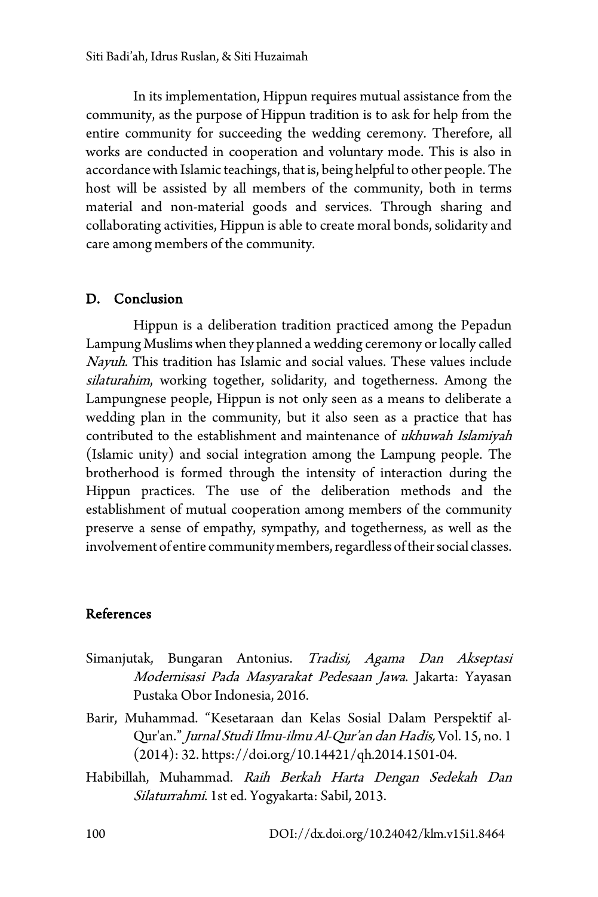In its implementation, Hippun requires mutual assistance from the community, as the purpose of Hippun tradition is to ask for help from the entire community for succeeding the wedding ceremony. Therefore, all works are conducted in cooperation and voluntary mode. This is also in accordance with Islamic teachings, that is, being helpful to other people. The host will be assisted by all members of the community, both in terms material and non-material goods and services. Through sharing and collaborating activities, Hippun is able to create moral bonds, solidarity and care among members of the community.

## D. Conclusion

Hippun is a deliberation tradition practiced among the Pepadun Lampung Muslims when they planned a wedding ceremony or locally called *Nayuh*. This tradition has Islamic and social values. These values include *silaturahim*, working together, solidarity, and togetherness. Among the Lampungnese people, Hippun is not only seen as a means to deliberate a wedding plan in the community, but it also seen as a practice that has contributed to the establishment and maintenance of *ukhuwah Islamiyah* (Islamic unity) and social integration among the Lampung people. The brotherhood is formed through the intensity of interaction during the Hippun practices. The use of the deliberation methods and the establishment of mutual cooperation among members of the community preserve a sense of empathy, sympathy, and togetherness, as well as the involvement of entire community members, regardless of their social classes.

## References

Simanjutak, Bungaran Antonius. *Tradisi, Agama Dan Akseptasi Modernisasi Pada Masyarakat Pedesaan Jawa*. Jakarta: Yayasan Pustaka Obor Indonesia, 2016.

Barir, Muhammad. "Kesetaraan dan Kelas Sosial Dalam Perspektif al-Qur'an." *Jurnal Studi Ilmu-ilmu Al-Qur'an dan Hadis,* Vol. 15, no. 1 (2014): 32. https://doi.org/10.14421/qh.2014.1501-04.

Habibillah, Muhammad. *Raih Berkah Harta Dengan Sedekah Dan Silaturrahmi*. 1st ed. Yogyakarta: Sabil, 2013.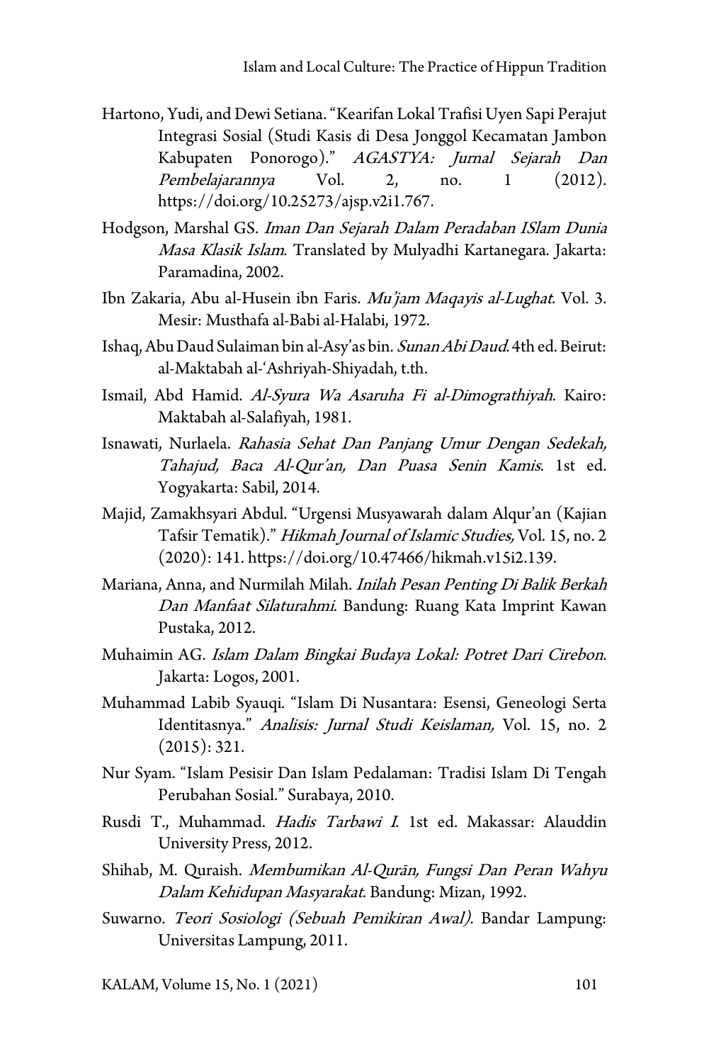Hartono, Yudi, and Dewi Setiana. "Kearifan Lokal Trafisi Uyen Sapi Perajut Integrasi Sosial (Studi Kasis di Desa Jonggol Kecamatan Jambon Kabupaten Ponorogo)." *AGASTYA: Jurnal Sejarah Dan Pembelajarannya* Vol. 2, no. 1 (2012). https://doi.org/10.25273/ajsp.v2i1.767.

Hodgson, Marshal GS. *Iman Dan Sejarah Dalam Peradaban ISlam Dunia Masa Klasik Islam*. Translated by Mulyadhi Kartanegara. Jakarta: Paramadina, 2002.

Ibn Zakaria, Abu al-Husein ibn Faris. *Mu'jam Maqayis al-Lughat*. Vol. 3. Mesir: Musthafa al-Babi al-Halabi, 1972.

Ishaq, Abu Daud Sulaiman bin al-Asy'as bin. *Sunan Abi Daud*. 4th ed. Beirut: al-Maktabah al-'Ashriyah-Shiyadah, t.th.

Ismail, Abd Hamid. *Al-Syura Wa Asaruha Fi al-Dimograthiyah*. Kairo: Maktabah al-Salafiyah, 1981.

Isnawati, Nurlaela. *Rahasia Sehat Dan Panjang Umur Dengan Sedekah, Tahajud, Baca Al-Qur'an, Dan Puasa Senin Kamis*. 1st ed. Yogyakarta: Sabil, 2014.

Majid, Zamakhsyari Abdul. "Urgensi Musyawarah dalam Alqur'an (Kajian Tafsir Tematik)." *Hikmah Journal of Islamic Studies,* Vol. 15, no. 2 (2020): 141. https://doi.org/10.47466/hikmah.v15i2.139.

Mariana, Anna, and Nurmilah Milah. *Inilah Pesan Penting Di Balik Berkah Dan Manfaat Silaturahmi*. Bandung: Ruang Kata Imprint Kawan Pustaka, 2012.

Muhaimin AG. *Islam Dalam Bingkai Budaya Lokal: Potret Dari Cirebon*. Jakarta: Logos, 2001.

Muhammad Labib Syauqi. "Islam Di Nusantara: Esensi, Geneologi Serta Identitasnya." *Analisis: Jurnal Studi Keislaman,* Vol. 15, no. 2 (2015): 321.

Nur Syam. "Islam Pesisir Dan Islam Pedalaman: Tradisi Islam Di Tengah Perubahan Sosial." Surabaya, 2010.

Rusdi T., Muhammad. *Hadis Tarbawi I*. 1st ed. Makassar: Alauddin University Press, 2012.

Shihab, M. Quraish. *Membumikan Al-Qurān, Fungsi Dan Peran Wahyu Dalam Kehidupan Masyarakat*. Bandung: Mizan, 1992.

Suwarno. *Teori Sosiologi (Sebuah Pemikiran Awal)*. Bandar Lampung: Universitas Lampung, 2011.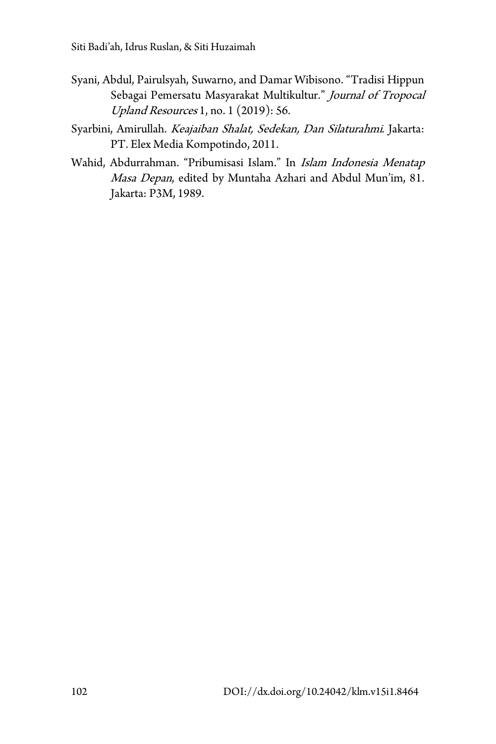Syani, Abdul, Pairulsyah, Suwarno, and Damar Wibisono. "Tradisi Hippun Sebagai Pemersatu Masyarakat Multikultur." *Journal of Tropocal Upland Resources* 1, no. 1 (2019): 56.

Syarbini, Amirullah. *Keajaiban Shalat, Sedekan, Dan Silaturahmi*. Jakarta: PT. Elex Media Kompotindo, 2011.

Wahid, Abdurrahman. "Pribumisasi Islam." In *Islam Indonesia Menatap Masa Depan*, edited by Muntaha Azhari and Abdul Mun'im, 81. Jakarta: P3M, 1989.